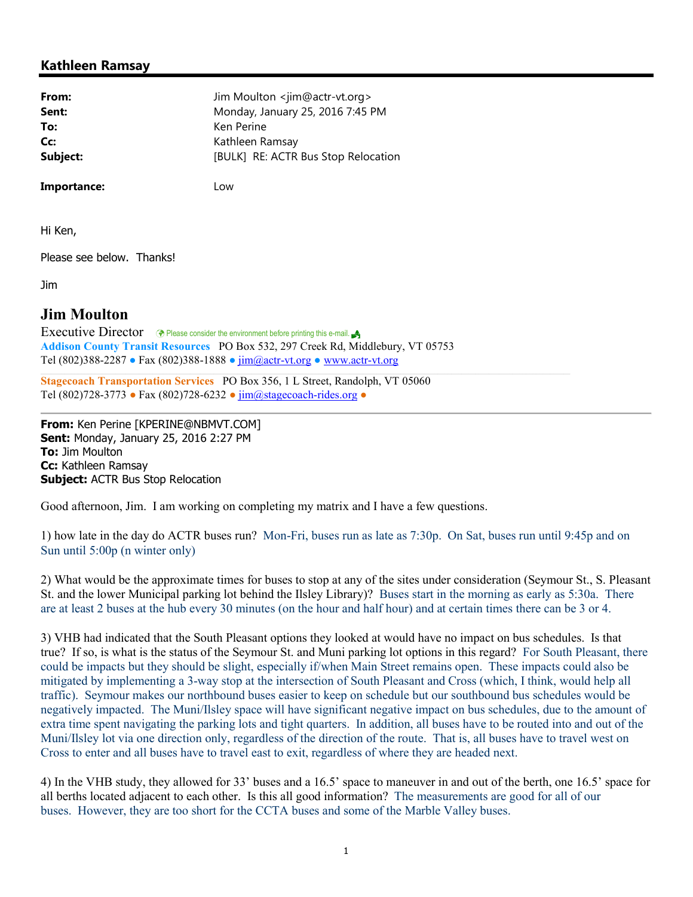## Kathleen Ramsay

| | |
|---|---|
| **From:** | Jim Moulton <jim@actr-vt.org> |
| **Sent:** | Monday, January 25, 2016 7:45 PM |
| **To:** | Ken Perine |
| **Cc:** | Kathleen Ramsay |
| **Subject:** | [BULK] RE: ACTR Bus Stop Relocation |
| **Importance:** | Low |

Hi Ken,

Please see below. Thanks!

Jim

**Jim Moulton**
Executive Director Please consider the environment before printing this e-mail.
**Addison County Transit Resources** PO Box 532, 297 Creek Rd, Middlebury, VT 05753
Tel (802)388-2287 • Fax (802)388-1888 • jim@actr-vt.org • www.actr-vt.org

**Stagecoach Transportation Services** PO Box 356, 1 L Street, Randolph, VT 05060
Tel (802)728-3773 • Fax (802)728-6232 • jim@stagecoach-rides.org •

---

**From:** Ken Perine [KPERINE@NBMVT.COM]
**Sent:** Monday, January 25, 2016 2:27 PM
**To:** Jim Moulton
**Cc:** Kathleen Ramsay
**Subject:** ACTR Bus Stop Relocation

Good afternoon, Jim. I am working on completing my matrix and I have a few questions.

1) how late in the day do ACTR buses run? Mon-Fri, buses run as late as 7:30p. On Sat, buses run until 9:45p and on Sun until 5:00p (n winter only)

2) What would be the approximate times for buses to stop at any of the sites under consideration (Seymour St., S. Pleasant St. and the lower Municipal parking lot behind the Ilsley Library)? Buses start in the morning as early as 5:30a. There are at least 2 buses at the hub every 30 minutes (on the hour and half hour) and at certain times there can be 3 or 4.

3) VHB had indicated that the South Pleasant options they looked at would have no impact on bus schedules. Is that true? If so, is what is the status of the Seymour St. and Muni parking lot options in this regard? For South Pleasant, there could be impacts but they should be slight, especially if/when Main Street remains open. These impacts could also be mitigated by implementing a 3-way stop at the intersection of South Pleasant and Cross (which, I think, would help all traffic). Seymour makes our northbound buses easier to keep on schedule but our southbound bus schedules would be negatively impacted. The Muni/Ilsley space will have significant negative impact on bus schedules, due to the amount of extra time spent navigating the parking lots and tight quarters. In addition, all buses have to be routed into and out of the Muni/Ilsley lot via one direction only, regardless of the direction of the route. That is, all buses have to travel west on Cross to enter and all buses have to travel east to exit, regardless of where they are headed next.

4) In the VHB study, they allowed for 33' buses and a 16.5' space to maneuver in and out of the berth, one 16.5' space for all berths located adjacent to each other. Is this all good information? The measurements are good for all of our buses. However, they are too short for the CCTA buses and some of the Marble Valley buses.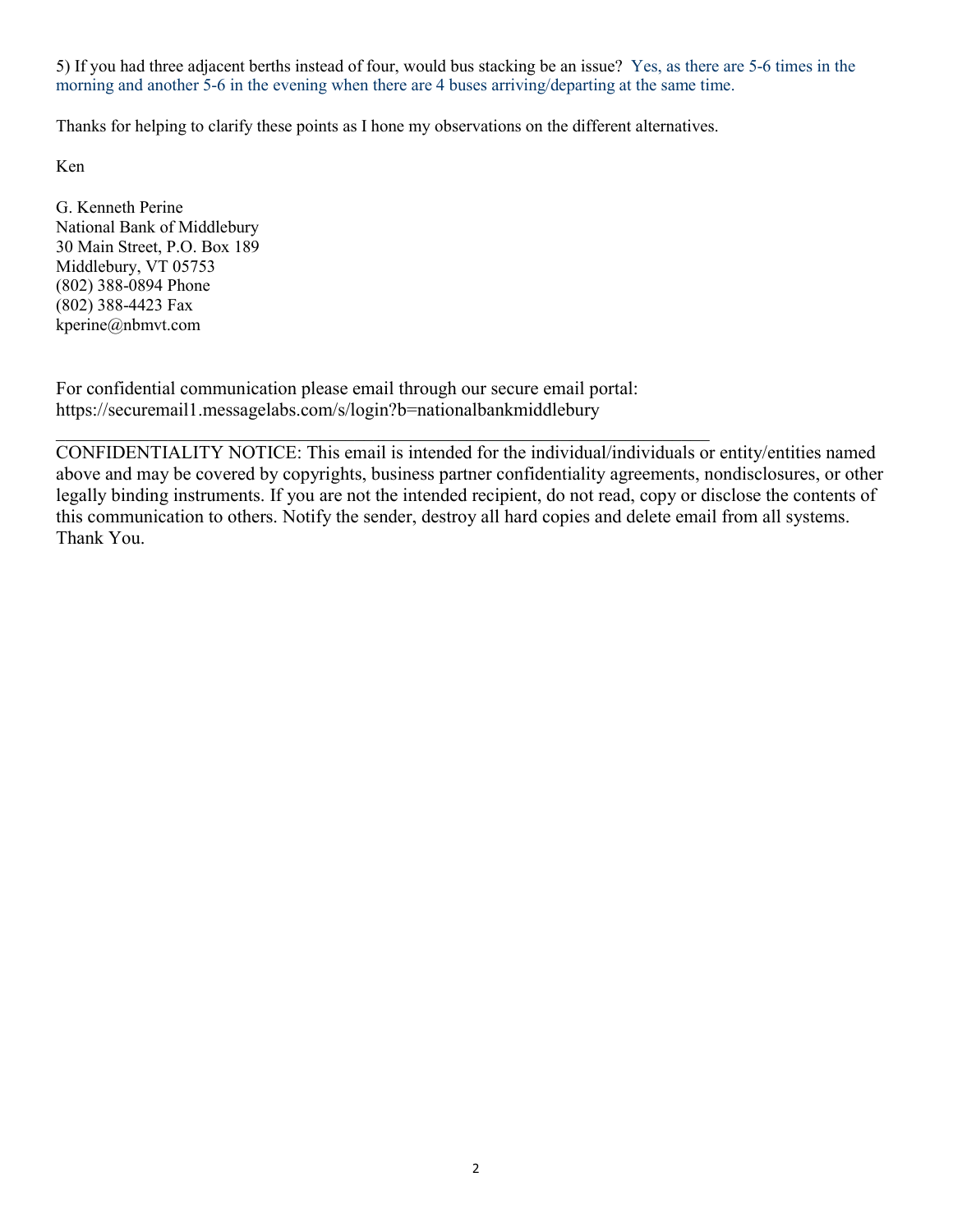5) If you had three adjacent berths instead of four, would bus stacking be an issue? Yes, as there are 5-6 times in the morning and another 5-6 in the evening when there are 4 buses arriving/departing at the same time.

Thanks for helping to clarify these points as I hone my observations on the different alternatives.

Ken

G. Kenneth Perine  
National Bank of Middlebury  
30 Main Street, P.O. Box 189  
Middlebury, VT 05753  
(802) 388-0894 Phone  
(802) 388-4423 Fax  
kperine@nbmvt.com

For confidential communication please email through our secure email portal:  
https://securemail1.messagelabs.com/s/login?b=nationalbankmiddlebury

---

CONFIDENTIALITY NOTICE: This email is intended for the individual/individuals or entity/entities named above and may be covered by copyrights, business partner confidentiality agreements, nondisclosures, or other legally binding instruments. If you are not the intended recipient, do not read, copy or disclose the contents of this communication to others. Notify the sender, destroy all hard copies and delete email from all systems. Thank You.